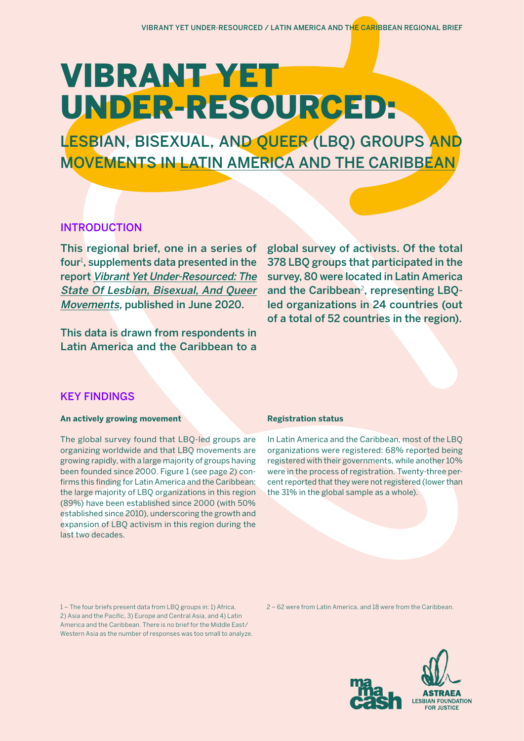# VIBRANT YET UNDER-RESOURCED:

## LESBIAN, BISEXUAL, AND QUEER (LBQ) GROUPS AND MOVEMENTS IN LATIN AMERICA AND THE CARIBBEAN

### INTRODUCTION

**This regional brief, one in a series of four[1], supplements data presented in the report *Vibrant Yet Under-Resourced: The State Of Lesbian, Bisexual, And Queer Movements*, published in June 2020.**

**This data is drawn from respondents in Latin America and the Caribbean to a global survey of activists. Of the total 378 LBQ groups that participated in the survey, 80 were located in Latin America and the Caribbean[2], representing LBQ-led organizations in 24 countries (out of a total of 52 countries in the region).**

### KEY FINDINGS

**An actively growing movement**

The global survey found that LBQ-led groups are organizing worldwide and that LBQ movements are growing rapidly, with a large majority of groups having been founded since 2000. Figure 1 (see page 2) confirms this finding for Latin America and the Caribbean: the large majority of LBQ organizations in this region (89%) have been established since 2000 (with 50% established since 2010), underscoring the growth and expansion of LBQ activism in this region during the last two decades.

**Registration status**

In Latin America and the Caribbean, most of the LBQ organizations were registered: 68% reported being registered with their governments, while another 10% were in the process of registration. Twenty-three percent reported that they were not registered (lower than the 31% in the global sample as a whole).

1 – The four briefs present data from LBQ groups in: 1) Africa, 2) Asia and the Pacific, 3) Europe and Central Asia, and 4) Latin America and the Caribbean. There is no brief for the Middle East/Western Asia as the number of responses was too small to analyze.

2 – 62 were from Latin America, and 18 were from the Caribbean.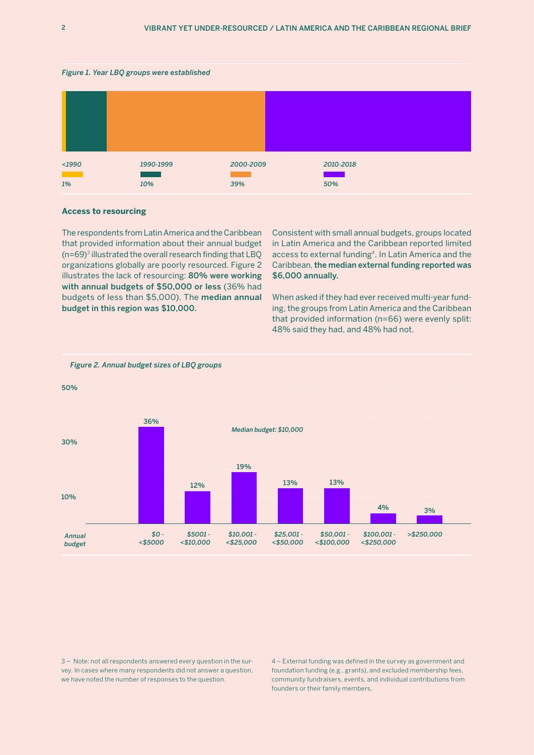*Figure 1. Year LBQ groups were established*

| <1990 | 1990-1999 | 2000-2009 | 2010-2018 |
|---|---|---|---|
| 1% | 10% | 39% | 50% |

### Access to resourcing

The respondents from Latin America and the Caribbean that provided information about their annual budget (n=69)[3] illustrated the overall research finding that LBQ organizations globally are poorly resourced. Figure 2 illustrates the lack of resourcing: **80% were working with annual budgets of $50,000 or less** (36% had budgets of less than $5,000). The **median annual budget in this region was $10,000.**

Consistent with small annual budgets, groups located in Latin America and the Caribbean reported limited access to external funding[4]. In Latin America and the Caribbean, **the median external funding reported was $6,000 annually.**

When asked if they had ever received multi-year funding, the groups from Latin America and the Caribbean that provided information (n=66) were evenly split: 48% said they had, and 48% had not.

*Figure 2. Annual budget sizes of LBQ groups*

*Median budget: $10,000*

| Annual budget | $0 - <$5000 | $5001 - <$10,000 | $10,001 - <$25,000 | $25,001 - <$50,000 | $50,001 - <$100,000 | $100,001 - <$250,000 | >$250,000 |
|---|---|---|---|---|---|---|---|
| % | 36% | 12% | 19% | 13% | 13% | 4% | 3% |

3 – Note: not all respondents answered every question in the survey. In cases where many respondents did not answer a question, we have noted the number of responses to the question.

4 – External funding was defined in the survey as government and foundation funding (e.g., grants), and excluded membership fees, community fundraisers, events, and individual contributions from founders or their family members.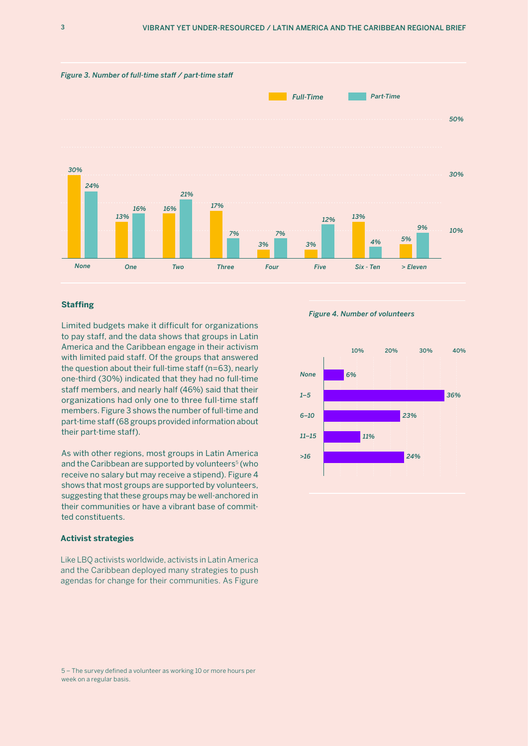*Figure 3. Number of full-time staff / part-time staff*

| | Full-Time | Part-Time |
|---|---|---|
| None | 30% | 24% |
| One | 13% | 16% |
| Two | 16% | 21% |
| Three | 17% | 7% |
| Four | 3% | 7% |
| Five | 3% | 12% |
| Six - Ten | 13% | 4% |
| > Eleven | 5% | 9% |

### Staffing

Limited budgets make it difficult for organizations to pay staff, and the data shows that groups in Latin America and the Caribbean engage in their activism with limited paid staff. Of the groups that answered the question about their full-time staff (n=63), nearly one-third (30%) indicated that they had no full-time staff members, and nearly half (46%) said that their organizations had only one to three full-time staff members. Figure 3 shows the number of full-time and part-time staff (68 groups provided information about their part-time staff).

As with other regions, most groups in Latin America and the Caribbean are supported by volunteers[5] (who receive no salary but may receive a stipend). Figure 4 shows that most groups are supported by volunteers, suggesting that these groups may be well-anchored in their communities or have a vibrant base of committed constituents.

*Figure 4. Number of volunteers*

| Volunteers | Percentage |
|---|---|
| None | 6% |
| 1–5 | 36% |
| 6–10 | 23% |
| 11–15 | 11% |
| >16 | 24% |

### Activist strategies

Like LBQ activists worldwide, activists in Latin America and the Caribbean deployed many strategies to push agendas for change for their communities. As Figure

5 – The survey defined a volunteer as working 10 or more hours per week on a regular basis.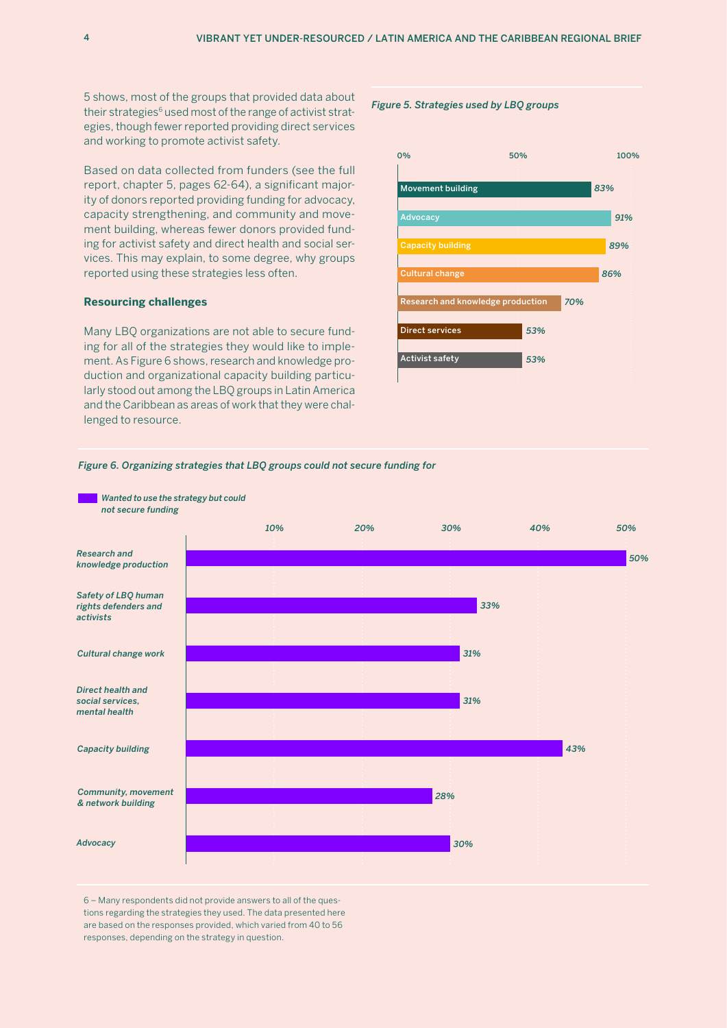5 shows, most of the groups that provided data about their strategies[6] used most of the range of activist strategies, though fewer reported providing direct services and working to promote activist safety.

Based on data collected from funders (see the full report, chapter 5, pages 62-64), a significant majority of donors reported providing funding for advocacy, capacity strengthening, and community and movement building, whereas fewer donors provided funding for activist safety and direct health and social services. This may explain, to some degree, why groups reported using these strategies less often.

### Resourcing challenges

Many LBQ organizations are not able to secure funding for all of the strategies they would like to implement. As Figure 6 shows, research and knowledge production and organizational capacity building particularly stood out among the LBQ groups in Latin America and the Caribbean as areas of work that they were challenged to resource.

*Figure 5. Strategies used by LBQ groups*

| Strategy | % |
|---|---|
| Movement building | 83% |
| Advocacy | 91% |
| Capacity building | 89% |
| Cultural change | 86% |
| Research and knowledge production | 70% |
| Direct services | 53% |
| Activist safety | 53% |

*Figure 6. Organizing strategies that LBQ groups could not secure funding for*

| Strategy | Wanted to use the strategy but could not secure funding |
|---|---|
| Research and knowledge production | 50% |
| Safety of LBQ human rights defenders and activists | 33% |
| Cultural change work | 31% |
| Direct health and social services, mental health | 31% |
| Capacity building | 43% |
| Community, movement & network building | 28% |
| Advocacy | 30% |

6 – Many respondents did not provide answers to all of the questions regarding the strategies they used. The data presented here are based on the responses provided, which varied from 40 to 56 responses, depending on the strategy in question.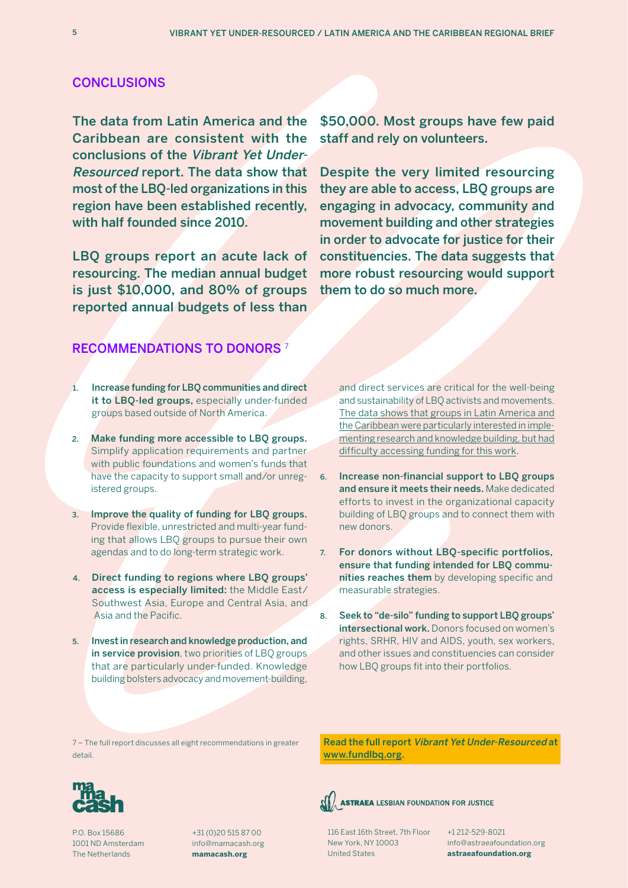## CONCLUSIONS

**The data from Latin America and the Caribbean are consistent with the conclusions of the *Vibrant Yet Under-Resourced* report. The data show that most of the LBQ-led organizations in this region have been established recently, with half founded since 2010.**

**LBQ groups report an acute lack of resourcing. The median annual budget is just $10,000, and 80% of groups reported annual budgets of less than $50,000. Most groups have few paid staff and rely on volunteers.**

**Despite the very limited resourcing they are able to access, LBQ groups are engaging in advocacy, community and movement building and other strategies in order to advocate for justice for their constituencies. The data suggests that more robust resourcing would support them to do so much more.**

## RECOMMENDATIONS TO DONORS [7]

1. **Increase funding for LBQ communities and direct it to LBQ-led groups,** especially under-funded groups based outside of North America.
2. **Make funding more accessible to LBQ groups.** Simplify application requirements and partner with public foundations and women's funds that have the capacity to support small and/or unregistered groups.
3. **Improve the quality of funding for LBQ groups.** Provide flexible, unrestricted and multi-year funding that allows LBQ groups to pursue their own agendas and to do long-term strategic work.
4. **Direct funding to regions where LBQ groups' access is especially limited:** the Middle East/ Southwest Asia, Europe and Central Asia, and Asia and the Pacific.
5. **Invest in research and knowledge production, and in service provision**, two priorities of LBQ groups that are particularly under-funded. Knowledge building bolsters advocacy and movement-building, and direct services are critical for the well-being and sustainability of LBQ activists and movements. The data shows that groups in Latin America and the Caribbean were particularly interested in implementing research and knowledge building, but had difficulty accessing funding for this work.
6. **Increase non-financial support to LBQ groups and ensure it meets their needs.** Make dedicated efforts to invest in the organizational capacity building of LBQ groups and to connect them with new donors.
7. **For donors without LBQ-specific portfolios, ensure that funding intended for LBQ communities reaches them** by developing specific and measurable strategies.
8. **Seek to "de-silo" funding to support LBQ groups' intersectional work.** Donors focused on women's rights, SRHR, HIV and AIDS, youth, sex workers, and other issues and constituencies can consider how LBQ groups fit into their portfolios.

7 – The full report discusses all eight recommendations in greater detail.

**Read the full report *Vibrant Yet Under-Resourced* at www.fundlbq.org.**

mama cash

P.O. Box 15686
1001 ND Amsterdam
The Netherlands

+31 (0)20 515 87 00
info@mamacash.org
**mamacash.org**

ASTRAEA LESBIAN FOUNDATION FOR JUSTICE

116 East 16th Street, 7th Floor
New York, NY 10003
United States

+1 212-529-8021
info@astraeafoundation.org
**astraeafoundation.org**